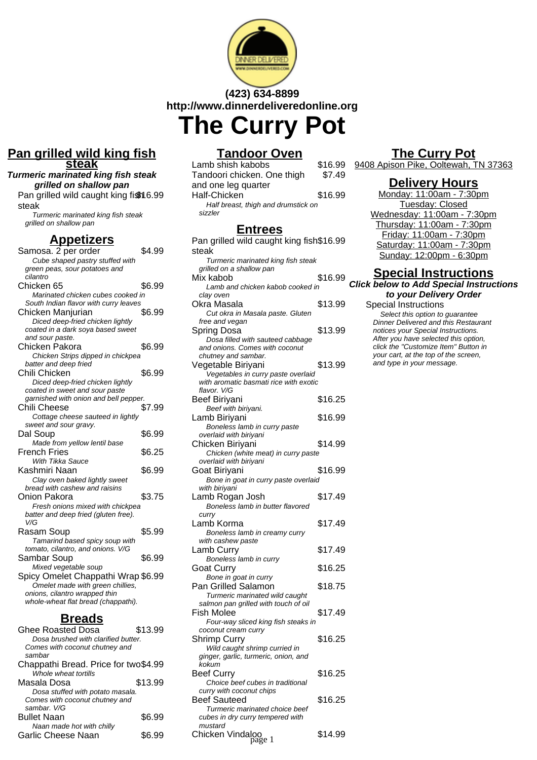(423) 634-8899
http://www.dinnerdeliveredonline.org

# The Curry Pot

## Pan grilled wild king fish steak

***Turmeric marinated king fish steak grilled on shallow pan***

Pan grilled wild caught king fish steak — $16.99
*Turmeric marinated king fish steak grilled on shallow pan*

## Appetizers

Samosa. 2 per order — $4.99
*Cube shaped pastry stuffed with green peas, sour potatoes and cilantro*

Chicken 65 — $6.99
*Marinated chicken cubes cooked in South Indian flavor with curry leaves*

Chicken Manjurian — $6.99
*Diced deep-fried chicken lightly coated in a dark soya based sweet and sour paste.*

Chicken Pakora — $6.99
*Chicken Strips dipped in chickpea batter and deep fried*

Chili Chicken — $6.99
*Diced deep-fried chicken lightly coated in sweet and sour paste garnished with onion and bell pepper.*

Chili Cheese — $7.99
*Cottage cheese sauteed in lightly sweet and sour gravy.*

Dal Soup — $6.99
*Made from yellow lentil base*

French Fries — $6.25
*With Tikka Sauce*

Kashmiri Naan — $6.99
*Clay oven baked lightly sweet bread with cashew and raisins*

Onion Pakora — $3.75
*Fresh onions mixed with chickpea batter and deep fried (gluten free). V/G*

Rasam Soup — $5.99
*Tamarind based spicy soup with tomato, cilantro, and onions. V/G*

Sambar Soup — $6.99
*Mixed vegetable soup*

Spicy Omelet Chappathi Wrap — $6.99
*Omelet made with green chillies, onions, cilantro wrapped thin whole-wheat flat bread (chappathi).*

## Breads

Ghee Roasted Dosa — $13.99
*Dosa brushed with clarified butter. Comes with coconut chutney and sambar*

Chappathi Bread. Price for two — $4.99
*Whole wheat tortills*

Masala Dosa — $13.99
*Dosa stuffed with potato masala. Comes with coconut chutney and sambar. V/G*

Bullet Naan — $6.99
*Naan made hot with chilly*

Garlic Cheese Naan — $6.99

## Tandoor Oven

Lamb shish kabobs — $16.99

Tandoori chicken. One thigh and one leg quarter — $7.49

Half-Chicken — $16.99
*Half breast, thigh and drumstick on sizzler*

## Entrees

Pan grilled wild caught king fish steak — $16.99
*Turmeric marinated king fish steak grilled on a shallow pan*

Mix kabob — $16.99
*Lamb and chicken kabob cooked in clay oven*

Okra Masala — $13.99
*Cut okra in Masala paste. Gluten free and vegan*

Spring Dosa — $13.99
*Dosa filled with sauteed cabbage and onions. Comes with coconut chutney and sambar.*

Vegetable Biriyani — $13.99
*Vegetables in curry paste overlaid with aromatic basmati rice with exotic flavor. V/G*

Beef Biriyani — $16.25
*Beef with biriyani.*

Lamb Biriyani — $16.99
*Boneless lamb in curry paste overlaid with biriyani*

Chicken Biriyani — $14.99
*Chicken (white meat) in curry paste overlaid with biriyani*

Goat Biriyani — $16.99
*Bone in goat in curry paste overlaid with biriyani*

Lamb Rogan Josh — $17.49
*Boneless lamb in butter flavored curry*

Lamb Korma — $17.49
*Boneless lamb in creamy curry with cashew paste*

Lamb Curry — $17.49
*Boneless lamb in curry*

Goat Curry — $16.25
*Bone in goat in curry*

Pan Grilled Salamon — $18.75
*Turmeric marinated wild caught salmon pan grilled with touch of oil*

Fish Molee — $17.49
*Four-way sliced king fish steaks in coconut cream curry*

Shrimp Curry — $16.25
*Wild caught shrimp curried in ginger, garlic, turmeric, onion, and kokum*

Beef Curry — $16.25
*Choice beef cubes in traditional curry with coconut chips*

Beef Sauteed — $16.25
*Turmeric marinated choice beef cubes in dry curry tempered with mustard*

Chicken Vindaloo — $14.99

## The Curry Pot

9408 Apison Pike, Ooltewah, TN 37363

## Delivery Hours

Monday: 11:00am - 7:30pm
Tuesday: Closed
Wednesday: 11:00am - 7:30pm
Thursday: 11:00am - 7:30pm
Friday: 11:00am - 7:30pm
Saturday: 11:00am - 7:30pm
Sunday: 12:00pm - 6:30pm

## Special Instructions

***Click below to Add Special Instructions to your Delivery Order***

Special Instructions
*Select this option to guarantee Dinner Delivered and this Restaurant notices your Special Instructions. After you have selected this option, click the "Customize Item" Button in your cart, at the top of the screen, and type in your message.*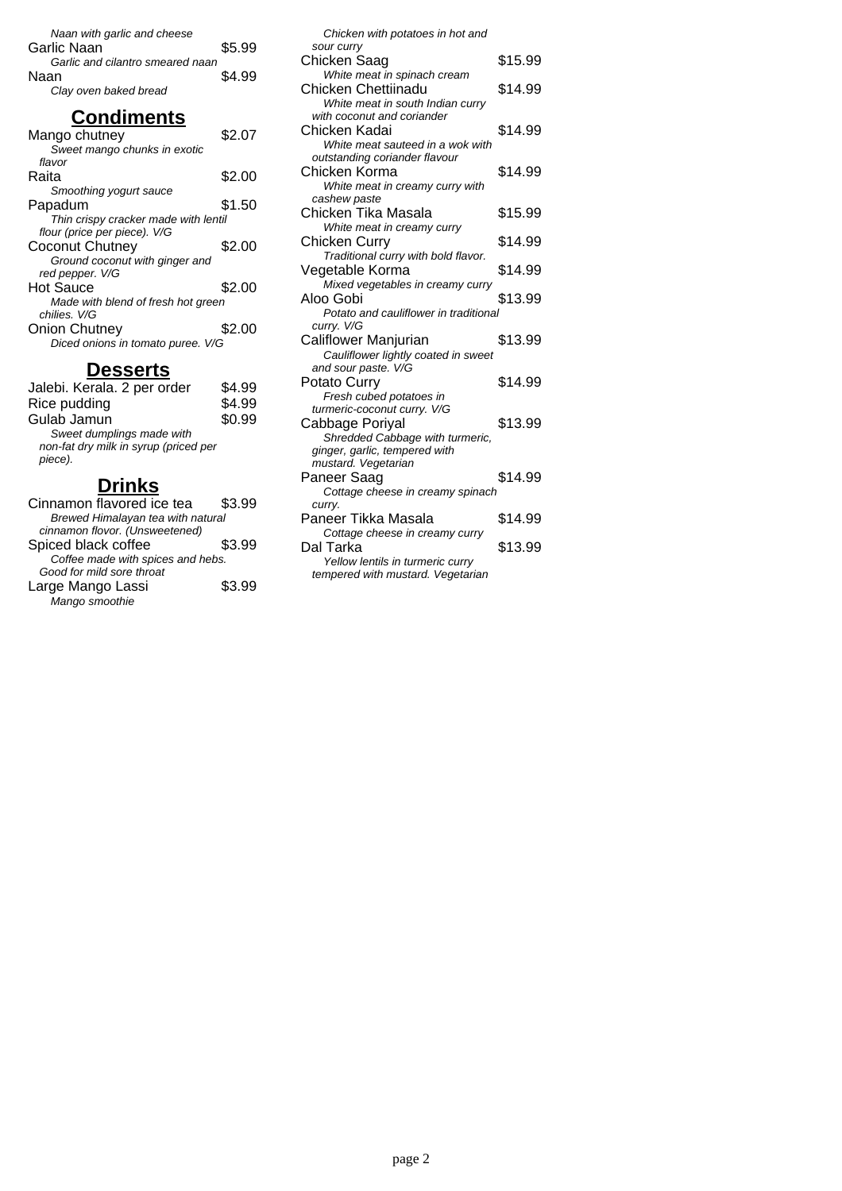*Naan with garlic and cheese*

Garlic Naan $5.99

*Garlic and cilantro smeared naan*

Naan $4.99

*Clay oven baked bread*

## Condiments

Mango chutney $2.07

*Sweet mango chunks in exotic flavor*

Raita $2.00

*Smoothing yogurt sauce*

Papadum $1.50

*Thin crispy cracker made with lentil flour (price per piece). V/G*

Coconut Chutney $2.00

*Ground coconut with ginger and red pepper. V/G*

Hot Sauce $2.00

*Made with blend of fresh hot green chilies. V/G*

Onion Chutney $2.00

*Diced onions in tomato puree. V/G*

## Desserts

Jalebi. Kerala. 2 per order $4.99

Rice pudding $4.99

Gulab Jamun $0.99

*Sweet dumplings made with non-fat dry milk in syrup (priced per piece).*

## Drinks

Cinnamon flavored ice tea $3.99

*Brewed Himalayan tea with natural cinnamon flovor. (Unsweetened)*

Spiced black coffee $3.99

*Coffee made with spices and hebs. Good for mild sore throat*

Large Mango Lassi $3.99

*Mango smoothie*

*Chicken with potatoes in hot and sour curry*

Chicken Saag $15.99

*White meat in spinach cream*

Chicken Chettiinadu $14.99

*White meat in south Indian curry with coconut and coriander*

Chicken Kadai $14.99

*White meat sauteed in a wok with outstanding coriander flavour*

Chicken Korma $14.99

*White meat in creamy curry with cashew paste*

Chicken Tika Masala $15.99

*White meat in creamy curry*

Chicken Curry $14.99

*Traditional curry with bold flavor.*

Vegetable Korma $14.99

*Mixed vegetables in creamy curry*

Aloo Gobi $13.99

*Potato and cauliflower in traditional curry. V/G*

Califlower Manjurian $13.99

*Cauliflower lightly coated in sweet and sour paste. V/G*

Potato Curry $14.99

*Fresh cubed potatoes in turmeric-coconut curry. V/G*

Cabbage Poriyal $13.99

*Shredded Cabbage with turmeric, ginger, garlic, tempered with mustard. Vegetarian*

Paneer Saag $14.99

*Cottage cheese in creamy spinach curry.*

Paneer Tikka Masala $14.99

*Cottage cheese in creamy curry*

Dal Tarka $13.99

*Yellow lentils in turmeric curry tempered with mustard. Vegetarian*